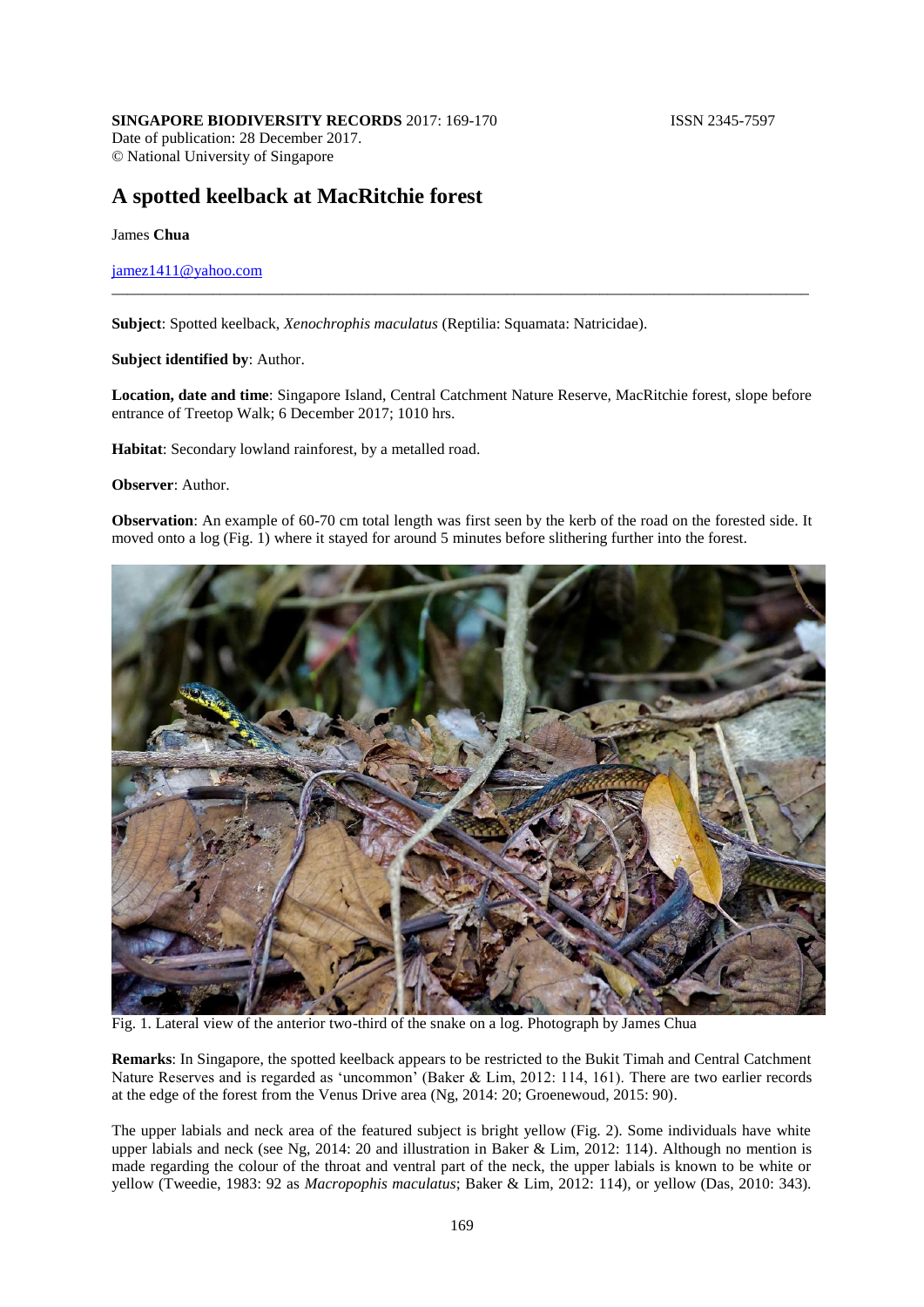**SINGAPORE BIODIVERSITY RECORDS** 2017: 169-170 ISSN 2345-7597

Date of publication: 28 December 2017.
© National University of Singapore

# A spotted keelback at MacRitchie forest

James **Chua**

jamez1411@yahoo.com

---

**Subject**: Spotted keelback, *Xenochrophis maculatus* (Reptilia: Squamata: Natricidae).

**Subject identified by**: Author.

**Location, date and time**: Singapore Island, Central Catchment Nature Reserve, MacRitchie forest, slope before entrance of Treetop Walk; 6 December 2017; 1010 hrs.

**Habitat**: Secondary lowland rainforest, by a metalled road.

**Observer**: Author.

**Observation**: An example of 60-70 cm total length was first seen by the kerb of the road on the forested side. It moved onto a log (Fig. 1) where it stayed for around 5 minutes before slithering further into the forest.

Fig. 1. Lateral view of the anterior two-third of the snake on a log. Photograph by James Chua

**Remarks**: In Singapore, the spotted keelback appears to be restricted to the Bukit Timah and Central Catchment Nature Reserves and is regarded as 'uncommon' (Baker & Lim, 2012: 114, 161). There are two earlier records at the edge of the forest from the Venus Drive area (Ng, 2014: 20; Groenewoud, 2015: 90).

The upper labials and neck area of the featured subject is bright yellow (Fig. 2). Some individuals have white upper labials and neck (see Ng, 2014: 20 and illustration in Baker & Lim, 2012: 114). Although no mention is made regarding the colour of the throat and ventral part of the neck, the upper labials is known to be white or yellow (Tweedie, 1983: 92 as *Macropophis maculatus*; Baker & Lim, 2012: 114), or yellow (Das, 2010: 343).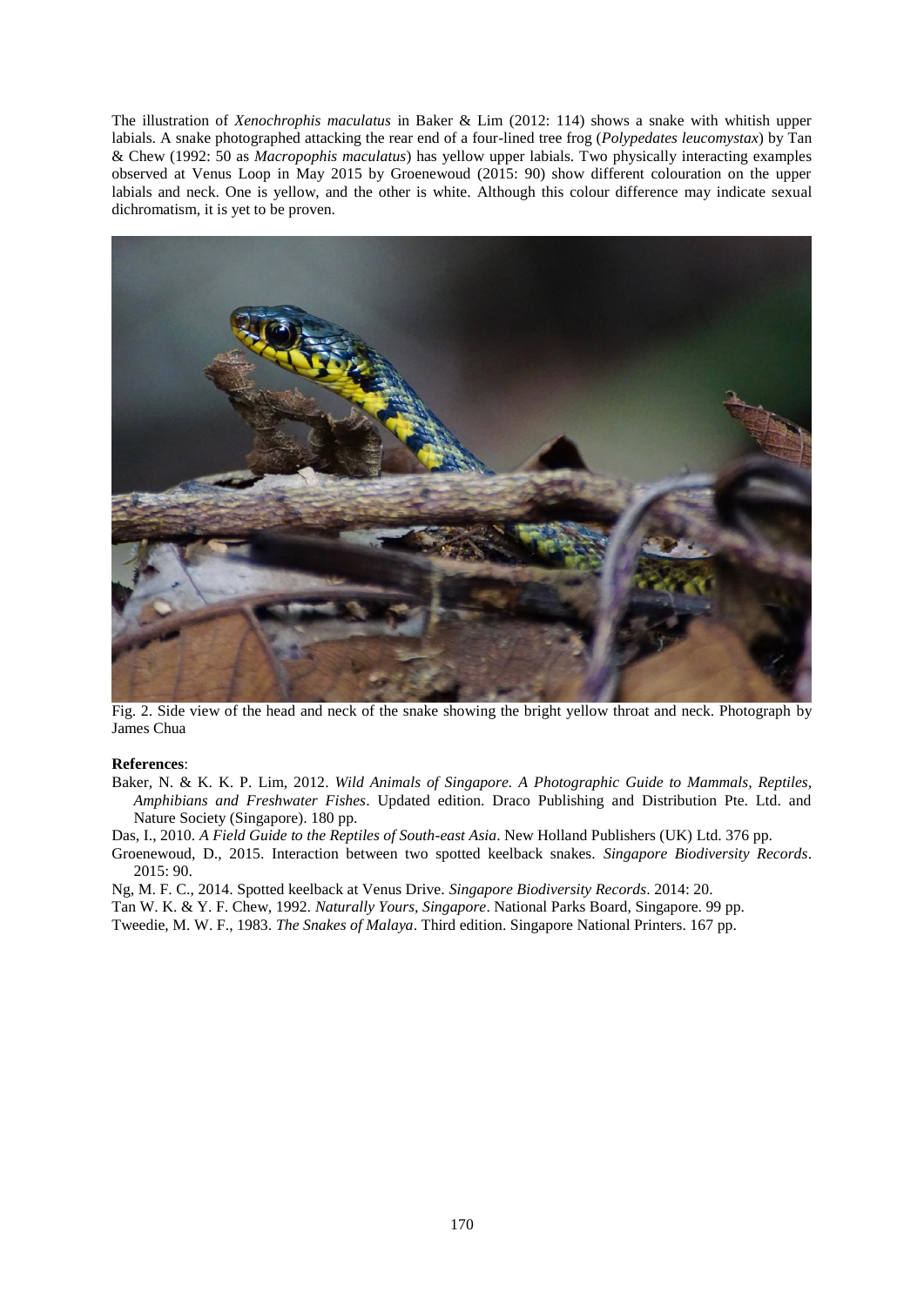The illustration of *Xenochrophis maculatus* in Baker & Lim (2012: 114) shows a snake with whitish upper labials. A snake photographed attacking the rear end of a four-lined tree frog (*Polypedates leucomystax*) by Tan & Chew (1992: 50 as *Macropophis maculatus*) has yellow upper labials. Two physically interacting examples observed at Venus Loop in May 2015 by Groenewoud (2015: 90) show different colouration on the upper labials and neck. One is yellow, and the other is white. Although this colour difference may indicate sexual dichromatism, it is yet to be proven.

Fig. 2. Side view of the head and neck of the snake showing the bright yellow throat and neck. Photograph by James Chua

**References**:

Baker, N. & K. K. P. Lim, 2012. *Wild Animals of Singapore. A Photographic Guide to Mammals, Reptiles, Amphibians and Freshwater Fishes*. Updated edition. Draco Publishing and Distribution Pte. Ltd. and Nature Society (Singapore). 180 pp.

Das, I., 2010. *A Field Guide to the Reptiles of South-east Asia*. New Holland Publishers (UK) Ltd. 376 pp.

Groenewoud, D., 2015. Interaction between two spotted keelback snakes. *Singapore Biodiversity Records*. 2015: 90.

Ng, M. F. C., 2014. Spotted keelback at Venus Drive. *Singapore Biodiversity Records*. 2014: 20.

Tan W. K. & Y. F. Chew, 1992. *Naturally Yours, Singapore*. National Parks Board, Singapore. 99 pp.

Tweedie, M. W. F., 1983. *The Snakes of Malaya*. Third edition. Singapore National Printers. 167 pp.